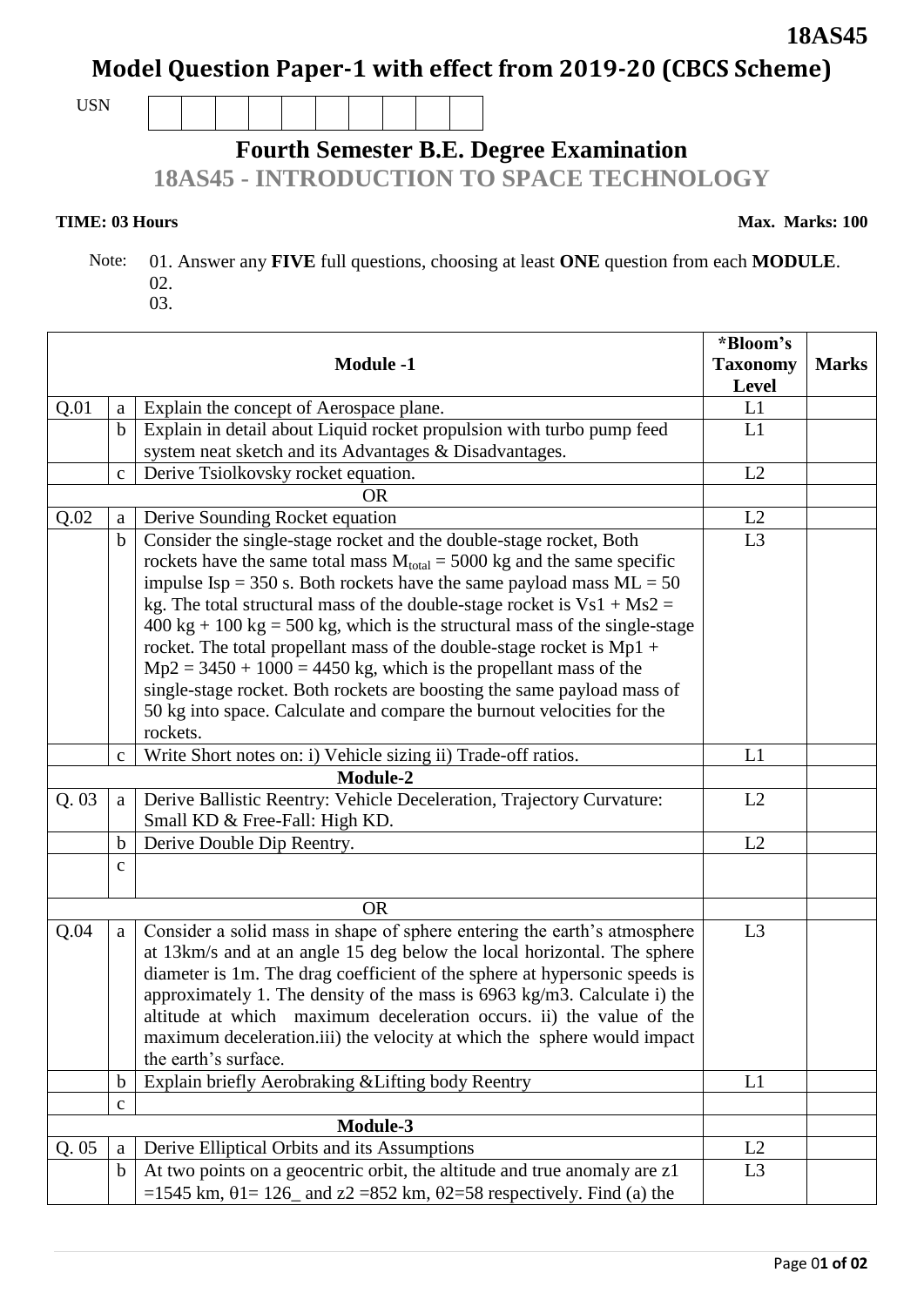**18AS45**

# Model Question Paper-1 with effect from 2019-20 (CBCS Scheme)

USN | | | | | | | | | | |

## Fourth Semester B.E. Degree Examination

## 18AS45 - INTRODUCTION TO SPACE TECHNOLOGY

**TIME: 03 Hours** **Max. Marks: 100**

Note: 01. Answer any **FIVE** full questions, choosing at least **ONE** question from each **MODULE**.
02.
03.

| | | **Module -1** | **\*Bloom's Taxonomy Level** | **Marks** |
|---|---|---|---|---|
| Q.01 | a | Explain the concept of Aerospace plane. | L1 | |
| | b | Explain in detail about Liquid rocket propulsion with turbo pump feed system neat sketch and its Advantages & Disadvantages. | L1 | |
| | c | Derive Tsiolkovsky rocket equation. | L2 | |
| | | OR | | |
| Q.02 | a | Derive Sounding Rocket equation | L2 | |
| | b | Consider the single-stage rocket and the double-stage rocket, Both rockets have the same total mass $M_{total}$ = 5000 kg and the same specific impulse Isp = 350 s. Both rockets have the same payload mass ML = 50 kg. The total structural mass of the double-stage rocket is Vs1 + Ms2 = 400 kg + 100 kg = 500 kg, which is the structural mass of the single-stage rocket. The total propellant mass of the double-stage rocket is Mp1 + Mp2 = 3450 + 1000 = 4450 kg, which is the propellant mass of the single-stage rocket. Both rockets are boosting the same payload mass of 50 kg into space. Calculate and compare the burnout velocities for the rockets. | L3 | |
| | c | Write Short notes on: i) Vehicle sizing ii) Trade-off ratios. | L1 | |
| | | **Module-2** | | |
| Q. 03 | a | Derive Ballistic Reentry: Vehicle Deceleration, Trajectory Curvature: Small KD & Free-Fall: High KD. | L2 | |
| | b | Derive Double Dip Reentry. | L2 | |
| | c | | | |
| | | OR | | |
| Q.04 | a | Consider a solid mass in shape of sphere entering the earth's atmosphere at 13km/s and at an angle 15 deg below the local horizontal. The sphere diameter is 1m. The drag coefficient of the sphere at hypersonic speeds is approximately 1. The density of the mass is 6963 kg/m3. Calculate i) the altitude at which maximum deceleration occurs. ii) the value of the maximum deceleration.iii) the velocity at which the sphere would impact the earth's surface. | L3 | |
| | b | Explain briefly Aerobraking &Lifting body Reentry | L1 | |
| | c | | | |
| | | **Module-3** | | |
| Q. 05 | a | Derive Elliptical Orbits and its Assumptions | L2 | |
| | b | At two points on a geocentric orbit, the altitude and true anomaly are z1 =1545 km, θ1= 126_ and z2 =852 km, θ2=58 respectively. Find (a) the | L3 | |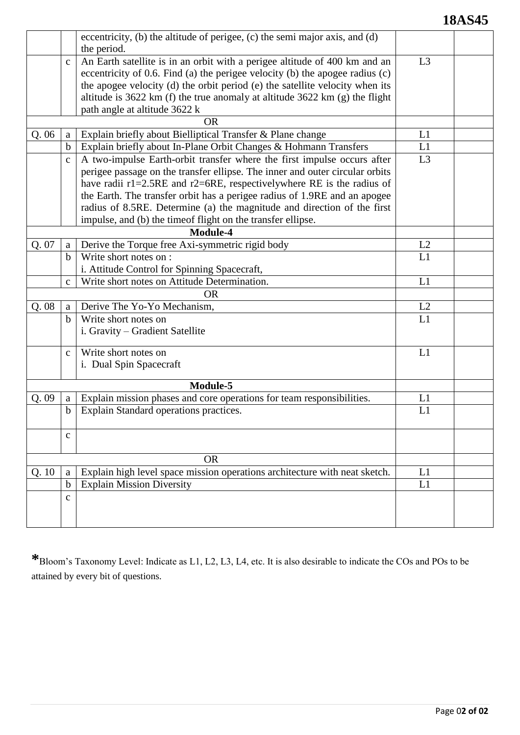| | | | | |
|---|---|---|---|---|
| | | eccentricity, (b) the altitude of perigee, (c) the semi major axis, and (d) the period. | | |
| | c | An Earth satellite is in an orbit with a perigee altitude of 400 km and an eccentricity of 0.6. Find (a) the perigee velocity (b) the apogee radius (c) the apogee velocity (d) the orbit period (e) the satellite velocity when its altitude is 3622 km (f) the true anomaly at altitude 3622 km (g) the flight path angle at altitude 3622 k | L3 | |
| | | OR | | |
| Q. 06 | a | Explain briefly about Bielliptical Transfer & Plane change | L1 | |
| | b | Explain briefly about In-Plane Orbit Changes & Hohmann Transfers | L1 | |
| | c | A two-impulse Earth-orbit transfer where the first impulse occurs after perigee passage on the transfer ellipse. The inner and outer circular orbits have radii r1=2.5RE and r2=6RE, respectivelywhere RE is the radius of the Earth. The transfer orbit has a perigee radius of 1.9RE and an apogee radius of 8.5RE. Determine (a) the magnitude and direction of the first impulse, and (b) the timeof flight on the transfer ellipse. | L3 | |
| | | **Module-4** | | |
| Q. 07 | a | Derive the Torque free Axi-symmetric rigid body | L2 | |
| | b | Write short notes on :<br>i. Attitude Control for Spinning Spacecraft, | L1 | |
| | c | Write short notes on Attitude Determination. | L1 | |
| | | OR | | |
| Q. 08 | a | Derive The Yo-Yo Mechanism, | L2 | |
| | b | Write short notes on<br>i. Gravity – Gradient Satellite | L1 | |
| | c | Write short notes on<br>i. Dual Spin Spacecraft | L1 | |
| | | **Module-5** | | |
| Q. 09 | a | Explain mission phases and core operations for team responsibilities. | L1 | |
| | b | Explain Standard operations practices. | L1 | |
| | c | | | |
| | | OR | | |
| Q. 10 | a | Explain high level space mission operations architecture with neat sketch. | L1 | |
| | b | Explain Mission Diversity | L1 | |
| | c | | | |

*Bloom's Taxonomy Level: Indicate as L1, L2, L3, L4, etc. It is also desirable to indicate the COs and POs to be attained by every bit of questions.